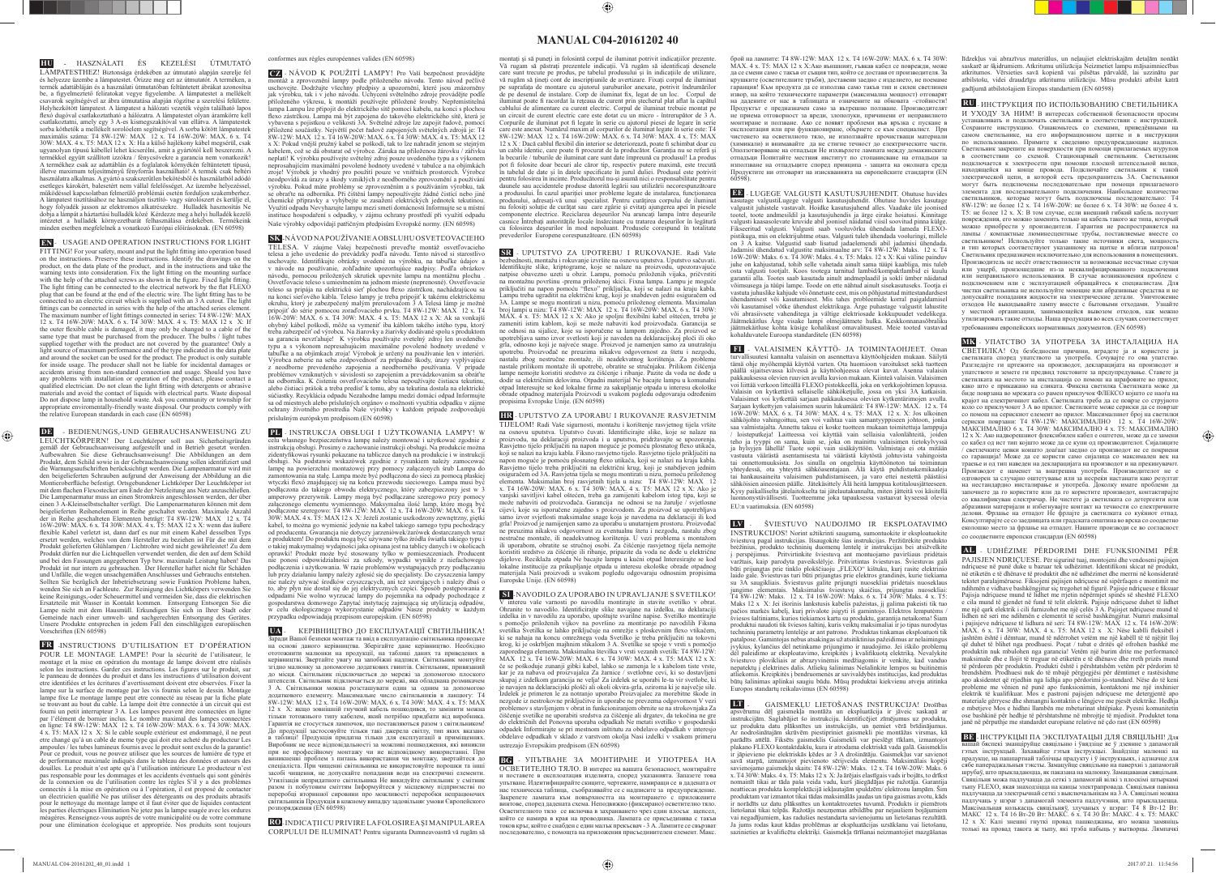# MANUAL C04-20161202 40

**HU** - HASZNÁLATI ÉS KEZELÉSI ÚTMUTATÓ LÁMPATESTHEZ! Biztonsága érdekében az útmutatót alapján szerelje fel és helyezze üzembe a lámpatestet. Őrizze meg ezt az útmutatót. A terméken, a termék adattábláján és a használati útmutatóban feltüntetett ábrákat azonosítsa be, a figyelmeztető feliratokat vegye figyelembe. A lámpatestet a mellékelt csavarok segítségével az ábra útmutatása alapján rögzítse a szerelési felületre. Helyhezkötött lámpatest. A lámpatest a hálózati vezeték végén található lapos flexó dugóval csatlakoztatható a hálózatra. A lámpatestet olyan áramkörre kell csatlakoztatni, amely egy 3 A-es kismegszakítóval van ellátva. A lámpatestek sorba köthetők a mellékelt sorolóelem segítségével. A sorba kötött lámpatestek maximális száma: T4 8W-12W: MAX 12 x. T4 16W-20W: MAX. 6 x. T4 30W: MAX. 4 x. T5: MAX 12 x. X: Ha a külső hajlékony kábel megsérült, csak ugyanolyan típusú kábellel lehet kicserélni, amit a gyártótól kell beszerezni. A termékkel együtt szállított izzókra / fénycsövekre a garancia nem vonatkozik! A terméknél csak az adattáblán és a foglalatok környékén feltüntetett típusú, illetve maximum teljesítményű fényforrás használható! A termék csak beltéri használatra alkalmas. A gyártó a szakszerűtlen bekötésből és használatból adódó esetleges károkért, balesetért nem vállal felelősséget. Az üzembe helyezéssel, működéssel kapcsolatban felmerülő problémái esetén forduljon szakemberhez. A lámpatest tisztításához ne használjon tisztító- vagy súrolószert és ügyeljen, hogy folyadék ne jusson az elektromos alkatrészekre. Hulladék hasznosítás Ne dobja a lámpát a háztartási hulladék közé Kérdezze meg a helyi hulladék kezelő intézetet a hulladék környezetbarát felhasználása érdekében. Termékeink minden esetben megfelelnek a vonatkozó Európai előírásoknak. (EN 60598)

**EN** - USAGE AND OPERATION INSTRUCTIONS FOR LIGHT FITTING! For your safety, mount and put the light fitting into operation based on the instructions. Preserve these instructions. Identify the drawings on the product, on the data plate of the product, and in the instructions and take the warning texts into consideration. Fix the light fitting on the mounting surface with the help of the attached screws as shown in the figure. Fixed light fitting. The light fitting can be connected to the electrical network by the flat FLEXO plug that can be found at the end of the electric wire. The light fitting has to be connected to an electric circuit which is supplied with an 3 A cutout. The light fittings can be connected in series with the help of the attached series element. The maximum number of light fittings connected in series: T4 8W-12W: MAX 12 x. T4 16W-20W: MAX. 6 x. T4 30W: MAX. 4 x. T5: MAX 12 x. X: If the outer flexible cable is damaged, it may only be changed to a cable of the same type that must be purchased from the producer. The bulbs / light tubes supplied together with the product are not covered by the guarantee! Only a light source of maximum performance and of the type indicated on the data plate and around the socket can be used for the product. The product is only suitable for inside usage. The producer shall not be liable for incidental damages or accidents arising from non-standard connection and usage. Should you have any problems with installation or operation of the product, please contact a qualified electrician. Do not clean the light fitting with detergents or abrasive materials and avoid the contact of liquids with electrical parts. Waste disposal Do not dispose lamp in household waste. Ask your community or township for appropriate environmentally-friendly waste disposal. Our products comply with the relative European standards in each case (EN 60598)

**DE** - BEDIENUNGS- UND GEBRAUCHSANWEISUNG ZU LEUCHTKÖRPERN! Der Leuchtkörper soll aus Sicherheitsgründen gemäß der Gebrauchsanweisung aufgestellt und in Betrieb gesetzt werden. Aufbewahren Sie diese Gebrauchsanweisung! Die Abbildungen an dem Produkt, dem Schild sowie in der Gebrauchsanweisung sollen identifiziert und die Warnungsaufschriften berücksichtigt werden. Den Lampenmantur wird mit den beigelieferten Schrauben aufgrund der Anweisung der Abbildung an die Montageoberfläche befestigt. Ortsgebundener Lichtkörper Der Leuchtkörper ist mit dem flachen Flexostecker am Ende der Netzleitung ans Netz anzuschließen. Die Lampenmantur muss an einen Stromkreis angeschlossen werden, der über einen 3 A-Kleinselbstschalter verfügt. Die Lampenmanturen können mit dem beigelieferten Reihenelement in Reihe geschaltet werden. Maximale Anzahl der in Reihe geschalteten Elementen beträgt: T4 8W-12W: MAX 12 x. T4 16W-20W: MAX. 6 x. T4 30W: MAX. 4 x. T5: MAX 12 x. X: wenn das äußere flexible Kabel verletzt ist, dann darf es nur mit einem Kabel desselben Typs ersetzt werden, welches von dem Hersteller zu beziehen ist Für die mit dem Produkt mitgelieferten Glühlampen / Lichtrohre wird nicht gewährleistet! Zu dem Produkt dürfen nur die Lichtquellen verwendet werden, die den auf dem Schild und bei den Fassungen angegebenen Typ bzw. maximale Leistung haben! Das Produkt ist nur intern zu gebrauchen. Der Hersteller haftet nicht für Schäden und Unfälle, die wegen unsachgemäßen Anschlusses und Gebrauchs entstehen. Sollten Sie bezüglich der Inbetriebsetzung sowie Funktion Probleme haben, wenden Sie sich an Fachleute. Zur Reinigung des Lichtkörpers verwenden Sie keine Reinigungs-, oder Scheuermittel und vermeiden Sie, dass die elektrischen Ersatzteile mit Wasser in Kontakt kommen. Entsorgung Entsorgen Sie die Lampe nicht mit dem Hausmüll. Erkundigen Sie sich in Ihrer Stadt oder Gemeinde nach einer umwelt- und sachgerechten Entsorgung des Gerätes. Unsere Produkte entsprechen in jedem Fall den einschlägigen europäischen Vorschriften (EN 60598)

**FR** - INSTRUCTIONS D'UTILISATION ET D'OPÉRATION POUR LE MONTAGE LAMPE! Pour la sécurité de l'utilisateur, le montage et la mise en opération du montage de lampe doivent etre réalisés selon les instructions. Garder ces instructions. Les figures sur le produit, sur le panneau de données du produit et dans les instructions d'utilisation doivent etre identifiées et les écritures d'avertissement doivent etre observées. Fixer la lampe sur la surface de montage par les vis fournis selon le dessin. Montage lampe fixe Le montage lampe peut etre connecté au réseau par la fiche plate se trouvant au bout du cable. La lampe doit etre connectée à un circuit qui est fourni un petit interrupteur 3 A. Les lampes peuvent etre connectées en ligne par l'élément de borner inclus. Le nombre maximal des lampes connectées en ligne: T4 8W-12W: MAX 12 x. T4 16W-20W: MAX. 6 x. T4 30W: MAX. 4 x. T5: MAX 12 x. X: Si le cable souple extérieur est endommagé, il ne peut etre changé qu'à un cable de meme type qui doit etre acheté du producteur Les ampoules / les tubes lumineux fournis avec le produit sont hors garantie ! Pour le produit, vous ne pouvez utiliser que les sources de lumière du type et de performance maximale indiqués dans le tableau des données et autours des douilles. Le produit n'est apte qu'à l'utilisation intérieure Le producteur n'est pas responsable pour les dommages et les accidents éventuels qui sont générés de la connexion ou de l'utilisation contre les règles S'il y a des problèmes connectés à la mise en opération ou à l'opération, il est proposé de contacter un electricien qualifié Ne pas utiliser des détergents ou des produits abrasifs pour le nettoyage du montage lampe et il faut éviter que des liquides contactent les parties électriques Elimination Ne jetez pas la lampe usagée avec les ordures ménagères. Renseignez-vous auprès de votre municipalité ou de votre commune pour une élimination écologique et appropriée. Nos produits sont toujours conformes aux règles européennes valides (EN 60598)

**CZ** - NÁVOD K POUŽITÍ LAMPY! Pro Vaši bezpečnost provádějte montáž a zprovoznění lampy podle přiloženého návodu. Tento návod pečlivě uschovejte. Dodržujte všechny předpisy a upozornění, které jsou znázorněny jak výrobku, tak i v jeho návodu. Uchycení světelného zdroje provádějte podle přiloženého výkresu, k montáži používejte přiložené šrouby. Nepřemístitelná lampa Lampu lze připojit do elektrického sítě pomocí kabelu, na konci s plochou flexo zástrčkou. Lampa má být zapojena do takového elektrického sítě, která je vybavena s pojistkou o velikosti 3A. Světelné zdroje lze zapojit řadově, pomocí přiložené součástky. Nejvíšší počet řadově zapojených světelných zdrojů je: T4 8W-12W: MAX 12 x. T4 16W-20W: MAX. 6 x. T4 30W: MAX. 4 x. T5: MAX 12 x. X: Pokud vnější pružný kabel se poškodí, tak to lze nahradit jenom se stejným kabelem, což se dá obstarat od výrobce. Záruka na přiložená žárovku / zářivku neplatí! K výrobku používejte světelný zdroj pouze uvedeného typu a s výkonem nepřesahujícím maximální povolené hodnoty uvedené v tabulce a na objímkách zroje! Výrobek je vhodný pro použití pouze ve vnitřních prostorech. Výrobce neodpovídá za úrazy a škody vzniklých z neodborného zprovoznění a používání výrobku. Pokud máte problémy se zprovozněním a s používáním výrobku, tak se obraťte na odborníka. Při čištění lampy nepoužívejte žádné čistící nebo jiné chemické přípravky a vyhýbejte se zasažení elektrických jednotek tekutinou. Využití odpadu Nevyhazujte lampu mezi směsí domácností Informujte se u místní instituce hospodaření s odpadky, v zájmu ochrany prostředí při využití odpadu Naše výrobky odpovídají patřičným předpisům Evropské unie. (EN 60598)

**SK** - NÁVOD NA POUŽÍVANIE A OBSLUHU OSVETĽOVACIEHO TELESA. V záujme Vašej bezpečnosti previeďte montáž osvetľovacieho telesa a jeho uvedenie do prevádzky podľa návodu. Tento návod si starostlivo uschovajte. Identifikujte obrázky uvedené na výrobku, na štítku údajov a v návode na používanie, zohľadnite upozorňujúce nápisy. Podľa obrázkov návodu, pomocou priložených skrutiek upevnite lampu na montážnu plochu. Osvetľovacie teleso s umiestnením na jednom mieste (nepremosné). Osvetľovacie teleso sa pripája na elektrickú sieť plochou flexo zástrčkou, nachádzajúcou sa na konci sieťového kábla. Teleso lampy je treba pripojiť k takému elektrickému okruhu, ktorý je zabezpečený malým prerušovačom 3 A. Telesá lámp je možné pripojiť do série pomocou zoraďovacieho prvku. T4 8W-12W: MAX 12 x. T4 16W-20W: MAX. 6 x. T4 30W: MAX. 4 x. T5: MAX 12 x. X: Ak sa vonkajší ohybný kábel poškodí, môže sa vymeniť iba káblom takého istého typu, ktorý treba zabezpečiť od výrobcu. Na žiarovky a žiarivky dodávané spolu s produktom sa garancia nevzťahuje! K výrobku používajte svetelný zdroj len uvedeného typu a s výkonom nepresahujúcim maximálne povolené hodnoty uvedené v tabuľke a na objímkach zroja! Výrobok je určený na používanie len v interiéri. Výrobca nenesie za sebou zodpovednosť za prípadné škody, úrazy vyplývajúce z neodborne prevedeného zapojenia a neodborného používania. V prípade problémov vzniknutých v súvislosti so zapojením a prevádzkovaním sa obráťte na odborníka. K čisteniu osvetľovacieho telesa nepoužívajte čistiace tekutiny, alebo čistiaci prášok a treba predísť k tomu, aby sa tekutina dostala na elektrické súčiastky. Recyklácia odpadu Nezahoďte lampu medzi domáci odpad Informujte sa od miestnych alebo príslušných orgánov o možnosti využitia odpadku v záujme ochrany životného prostredia Naše výrobky v každom prípade zodpovedajú príslušným európskym predpisom (EN 60598)

**PL** - INSTRUKCJA OBSŁUGI I UŻYTKOWANIA LAMPY! W celu własnego bezpieczeństwa lampę należy montować i użytkować zgodnie z instrukcją obsługi. Prosimy o zachowanie instrukcji obsługi. Na produkcie można zidentyfikować rysunki pokazane na tabliczce danych na produkcie i w instrukcji obsługi. Na produkcie wskazówek zgodnie z rysunkiem należy zamocować lampę na powierzchni montażowej przy pomocy załączonych śrub Lampa do zamontowania na stałe. Lampa może być podłączona do sieci za pomocą płaskiej wtyczki flexó znajdującej się na końcu przewodu sieciowego. Lampa musi być podłączona do takiego obwodu elektrycznego, który zabezpieczony jest w 3 amperowy przerywnik. Lampy mogą być podłączane szeregowo przy pomocy załączonego elementu wymiennego. Maksymalna ilość lamp, które mogą być podłączone szeregowo: T4 8W-12W: MAX 12 x. T4 16W-20W: MAX. 6 x. T4 30W: MAX. 4 x. T5: MAX 12 x. X: Jeżeli zostanie uszkodzony zewnętrzny, giętki kabel, to można go wymienić jedynie na kabel takiego samego typu pochodzące od producenta. Gwarancja nie dotyczy żarzeniowych/żarówek dostarczonych wraz z produktem! Do produktu mogą być używane tylko źródła światła takiego typu i o takiej maksymalnej wydajności jaka opisana jest na tablicy danych i w okolicach oprawki! Produkt może być stosowany tylko w pomieszczeniach. Producent nie ponosi odpowiedzialności za szkody, wypadki wynikłe z niefachowego podłączenia i użytkowania. W razie problemów wynikających przy podłączaniu lub przy działaniu lampy należy zgłosić się do specjalisty. Do czyszczenia lampy nie należy używać środków czyszczących, ani też szorujących i należy dbać o to, aby płyn nie dostał się do jej elektrycznych części. Sposób postępowania z odpadami Nie wolno wyrzucać lampy do pojemnika na odpady pochodzące z gospodarstwa domowego Zapytaj instytucję zajmującą się utylizacją odpadów, w celu ekologicznego wykorzystanie odpadów Nasze produkty w każdym przypadku odpowiadają przepisom europejskim. (EN 60598)

**UA** - КЕРІВНИЦТВО ДО ЕКСПЛУАТАЦІЇ СВІТИЛЬНИКА! Заради Вашої безпеки монтаж і ввід в експлуатацію світильника проводьте на основі даного керівництва. Зберігайте дане керівництво. Необхідно ототожнити малюнки на продукції, на табличці даних та приведених в керівництві. Звертайте увагу на закликові надписи. Світильник монтуйте згідно малюнку за допомогою доданих гвинтів. Світильник, прив'язаний до місця. Світильник підключається до мережі за допомогою плоского штепселя. Світильник підключається до мережі, яка обладнана розмикачем 3 А. Світильники можна розташувати один за одним за допомогою додаткового елементу. Максимальне число світильників в ланцюгу: T4 8W-12W: MAX 12 x. T4 16W-20W: MAX. 6 x. T4 30W: MAX. 4 x. T5: MAX 12 x. X: якщо зовнішній гнучкий кабель пошкоджено, то замінити можна тільки тотожнього типу кабелем, який потрібно придбати від виробника. Гарантія не стосується лампочок, що поставляються разом з світильником! До продукції застосовуйте тільки такі джерела світла, тип яких вказано в таблиці! Продукція придатна тільки для експлуатації в приміщеннях. Виробник не несе відповідальності за можливі пошкодження, які виникли при не професійному монтажу чи не відповідному використанні. При виникненні проблем з питань використання чи монтажу, звертайтеся до спеціаліста. При чищенні світильника не використовуйте порошок та інші засоби чищення, не допускайте попадання води на електричні елементи. Утилізація непридатного світильника Не викидуйте світильник у смітник разом із побутовим сміттям Інформуйтеся у місцевому підприємстві по переробці вторинної сировини про можливості переробки непридатного світильника Продукція в кожному випадку задовільняє умови Європейського розпорядження (EN 60598)

**RO** - INDICAŢII CU PRIVIRE LA FOLOSIREA ŞI MANIPULAREA CORPULUI DE ILUMINAT! Pentru siguranta Dumneavoastră vă rugăm să montaţi şi să puneţi în folosinţă corpul de iluminat potrivit indicaţiilor prezente. Vă rugam să păstraţi prezentele indicaţii. Vă rugăm să identificaţi desenele care sunt trecute pe produs, pe tabelul produsului şi în indicaţiile de utilizare, vă rugăm să ţineţi cont de inscripţiunile de avertizare. Fixaţi corpul de iluminat pe suprafaţa de montare cu ajutorul şuruburilor anexate, potrivit îndrumărilor de pe desenul de instalare. Corp de iluminat fix, legat de un loc. Corpul de iluminat poate fi racordat la reţeaua de curent prin ştecherul plat aflat la capătul cablului de alimentare cu curent electric. Corpul de iluminat trebuie montat pe un circuit de curent electric care este dotat cu un micro - întrerupător de 3 A. Corpurile de iluminat pot fi legate în serie cu ajutorul piesei de legare în serie care este anexat. Numărul maxim al corpurilor de iluminat legate în serie este: T4 8W-12W: MAX 12 x T4 16W-20W: MAX. 6 x. T4 30W: MAX. 4 x. T5: MAX 12 x. X: Dacă cablul flexibil din interior se deteriorează, poate fi schimbat doar cu un cablu identic, care poate fi procurat de la producător. Garanţia nu se referă şi la becurile / tuburile de iluminat care sunt date împreună cu produsul! La produs pot fi folosite doar becuri ale căror tip, respectiv putere maximă, este trecută în tabelul de date şi în dulie! Produsul este potrivit pentru folosirea în interior. Producătorul nu-şi asumă nici o responsabilitate pentru daunele sau accidentele produse datorită legării sau utilizării necorespunzătoare a produsului. În cazul apariţiei unor probleme legate de instalarea, funcţionarea produsului, adresaţi-vă unui specialist. Pentru curăţirea corpului de iluminat nu folosiţi soluţie de curăţat sau care zgârie şi evitaţi ajungerea apei în piesele componente electrice. Reciclarea deşeurilor Nu aruncaţi lampa între deşeurile casnice Întrebaţi autorităţile locale însărcinate cu tratarea deşeurilor în legătură cu folosirea deşeurilor în mod neopoluant. Produsele corespund în totalitate prevederilor Europene corespunzătoare. (EN 60598)

**SR** - UPUTSTVO ZA UPOTREBU I RUKOVANJE. Radi Vaše bezbednosti, montažu i rukovanje izvršite na osnovu uputstva. Uputstvo sačuvati. Identifikujte slike, kriptograme, koje se nalaze na proizvodu, upozoravajuće natpise obavezno uzeti u obzir. Lampu, pomoću priloženih vijaka, pričvrstiti na montažnu površinu -prema priloženoj slici. Fiksna lampa. Lampu je moguće priključiti na napon pomoću "flexo" priključka, koji se nalazi na kraju kabla. Lampu treba ugraditi na električni krug, koji je snabdeven jednim osiguračem od 3A. Lampe se mogu montirati u nizu, pomoću priloženog elementa. Maksimalan broj lampi u nizu: T4 8W-12W: MAX 12 x. T4 16W-20W: MAX. 6 x. T4 30W: MAX. 4 x. T5: MAX 12 x. X: Ako je spoljni fleksibilni kabel oštećen, treba je zameniti istim kablom, koji se može nabaviti kod proizvođača. Garancija se ne odnosi na sijalice, koje su isporučene sa lampom zajedno. Za proizvod se upotrebljava samo izvor svetlosti koji je naveden na deklaracijskoj ploči ili oko grla, odnosno koji je najveće snage. Proizvod je namenjen samo za unutrašnju upotrebu. Proizvođač ne preuzima nikakvu odgovornost za štetu i nezgode, nastale zbog nestručne montaže, ili neadekvatnog korištenja. Za probleme nastale prilikom montaže ili upotrebe, obratite se stručnjaku. Prilikom čišćenja lampe nemojte koristiti sredstva za čišćenje i ribanje. Pazite da voda ne dođe u dodir sa električnim delovima. Otpadni materijal Ne bacajte lampu u komunalni otpad Interesujte se kod lokalne firme za sakupljanje otpada u interesu ekološke obrade otpadnog materijala Proizvodi u svakom pogledu odgovaraju odredbenim propisima Evropske Unije. (EN 60598)

**HR** - UPUTSTVO ZA UPORABU I RUKOVANJE RASVJETNIM TIJELOM! Radi Vaše sigurnosti, montažu i korištenje rasvjetnog tijela vršite na osnovu uputstva. Uputstvo čuvati. Identificirajte slike, koje se nalaze na proizvodu, na deklaraciji proizvoda i u uputstvu, pridržavajte se upozorenja. Rasvjetno tijelo priključiti na napon moguće je pomoću plosnatog flexo utikača, koji se nalazi na kraju kabla. Fiksno rasvjetno tijelo. Rasvjetno tijelo priključiti na napon moguće je pomoću plosnatog flexo utikača, koji se nalazi na kraju kabla. Rasvjetno tijelo treba priključiti na električni krug, koji je snabdjeven jednim osiguračem od 3A. Rasvjetna tijela se mogu montirati u nizu, pomoću priloženog elementa. Maksimalan broj rasvjetnih tijela u nizu: T4 8W-12W: MAX 12 x. T4 16W-20W: MAX. 6 x. T4 30W: MAX. 4 x. T5: MAX 12 x. X: Ako je vanjski savitljivi kabel oštećen, treba ga zamijeniti kabelom istog tipa, koji se može nabaviti od proizvođača. Garancija se ne odnosi na žarulje / svjetlosne cijevi, koje su isporučene zajedno s proizvodom. Za proizvod se upotrebljava samo izvor svjetlosti maksimalne snage koja je navedena na deklaraciji ili kod grla! Proizvod je namijenjen samo za uporabu u unutarnjem prostoru. Proizvođač ne preuzima nikakvu odgovornost za eventualnu štetu i nezgode, nastale zbog nestručne montaže, ili neadekvatnog korištenja. U vezi problema s montažom ili uporabom, obratite se stručnoj osobi. Za čišćenje rasvjetnog tijela nemojte koristiti sredstva za čišćenje ili ribanje, pripazite da voda ne dođe u električne dijelove. Reciklaža otpada Ne bacajte lampu u kućni otpad Interesirajte se kod lokalne institucije za prikupljanje otpada u interesu ekološke obrade otpadnog materijala Naši proizvodi u svakom pogledu odgovaraju odnosnim propisima Europske Unije. (EN 60598)

**SI** - NAVODILO ZA UPORABO IN UPRAVLJANJE S SVETILKO! V interesu vaše varnosti po navodilu montirajte in stavite svetilko v obrat. Ohranite to navodilo. Identificirajte slike navajane na izdelku, na deklaraciji izdelka in v navodilu za uporabo, upoštujte svarilne napise. Svetilko montirajte s pomočjo priloženih vijkov na površino za montiranje po navodilih Fiksna svetilka Svetilka se lahko priključuje na omrežje s ploskovnim flexo vtikačem, ki se nahaja na koncu omrežnega voda. Svetilko je treba priključiti na tokovni krog, ki je oskrbljen malim stikalom 3 A. Svetilke se spoje v vrsti s pomočjo zaporednega elementa. Maksimalna število svetilk v vrsti vezanih svetilk: T4 8W-12W: MAX 12 x. T4 16W-20W: MAX. 6 x. T4 30W: MAX. 4 x. T5: MAX 12 x. X: če se poškoduje zunanji gibki kabel, lahko se zamenja le s kabelom tiste vrste, kar je za nabava od proizvajalca Za žarnice / svetlobne cevi, ki so dostavljeni skupaj z izdelkom garancija ne velja! Za izdelek se uporabi le-ta vir svetlobe, ki je navajen na deklaraciji ploči ali okoli okvira-grla, oziroma ki je največje sile. Izdelek je primeren le za notranjo uporabo Proizvajalec za morebitne škode in nezgode iz nestrokovne priključitve in uporabe ne prevzema odgovornost V vezi problemov s stavljenjem v obrat in funkcioniranjem obrnite se na strokovnjaka Za čiščenje svetilke ne uporabite sredstev za čiščenje ali drgnjenje, ter da tekočina ne gre do električnih del Ponovna uporaba odpadkov Ne metati svetilko v gospodarski odpadek Informirajte se pri mestnem inštitutu za obdelavo odpadkov v interesu okolju prijazne obdelave odpadkov Naši izdelki v vsakem primeru ustrezajo Evropskim predpisom (EN 60598)

**BG** - УПЪТВАНЕ ЗА МОНТИРАНЕ И УПОТРЕБА НА ОСВЕТИТЕЛНО ТЯЛО. В интерес на вашата безопасност, монтирайте и поставете в експлоатация изделието, според указанията. Запазете това упътване. Идентифицирайте скиците, чертежите, намиращи се в данните от настоящото упътване, съобразявайте се с надписите за предупреждение. Закрепете лампата към повърхността на монтирането с приложените винтове, според дадената схема. Неподвижно (фиксирано) осветително тяло. Осветителното тяло се включва в захранването чрез един плосък щепсел, който се намира в края на проводника. Лампата се присъединява с такъв токов кръг, който е снабден с един малък прекъсвач - 3 А. Лампите се свързват последователно, с помощта на приложения присъединителен елемент. Максимален брой на лампите: T4 8W-12W: MAX 12 x. T4 16W-20W: MAX. 6 x. T4 30W: MAX. 4 x. T5: MAX 12 x. X: Ако външния, гъвкав кабел се повреди, може да се смени само с такъв от същия тип, който се доставя от производителя. За крушките (осветителните тръби), доставени заедно с изделието, не поемаме гаранция! Към продукта да се използва само такъв тип и силен светлинен извор, на който техническите параметри (максимална мощност) отговарят на данните от нас в таблицата и означените на обковата -стойност! Продуктът е предназначен само за вътрешно ползване. Производителят не приема отговорност за вреди, злополуки, причинени от неправилното монтиране и ползване. Ако се появят проблеми във връзка с пускане в експлоатация или при функционирането, обърнете се към специалист. При чистенето на осветителното тяло, не използвайте почистващи препарати (химикали) и внимавайте да не стигне течност до електрическите части. Оползотворяване на отпадъци Не изхвърляйте лампата между домакинските отпадъци Попитайте местния институт по стопанисване на отпадъци за използване на отпадъците според принципа - защита на околната среда Продуктите ни отговарят на изискванията на европейските стандарти (EN 60598)

**EE** - LUGEGE VALGUSTI KASUTUSJUHENDIT. Ohutuse huvides kasutage valgustit juhiste kohaselt. Hoidke kasutusjuhend alles. Võtke arvesse tootel, toote andmesildil ja kasutusjuhendis olevaid jooniseid ja ärge eirake hoiatusi. Kinnitage valgusti kaasasolevate kruvide abil joonisel näidatud viisil soovitud pinna külge. Fikseeritud valgusti. Valgusti saab vooluvõrku ühendada lameda FLEXO-pistikuga, mis on elektrijuhtme otsas. Valgusti tuleb ühendada vooluringi, millel on 3 A kaitse. Valgustid saab lisatud jadaelemendi abil jadamisi ühendada. Jadamisi ühendatud valgustite maksimaalne arv: T4 8W-12W: Maks. 12 x. T4 16W-20W: Maks. 6 x. T4 30W: Maks. 4 x. T5: Maks. 12 x X: Kui väline painduv juhe on kahjustatud, tohib selle vahetada ainult sama tüüpi kaabliga, mis tuleb osta valgusti tootjalt. Koos tootega tarnitud lambid/lambipirnid ei kuulu garantii alla. Tootes saab kasutada ainult andmeplaadil ja sokli ümber näidatud võimsusega ja tüüpi valgust. Toode on ette nähtud ainult siseskasutuseks. Tootja ei vastuta juhuslike kahjude või õnnetuste eest, mis on põhjustatud mittestandardsest ühendamisest või kasutamisest. Kui teil tekib probleeme toote paigaldamisel või kasutamisel võtke ühendust elektrikuga. Ärge puhastage valgustit lahustite või abrasiivsete vahenditega ja vältige elektroosade kokkupuudet vedelikega. Jäätmekäitlus Ärge visake lampi olmejäätmete hulka. Keskkonnasõbraliku jäätmekäitluse kohta küsige kohalikust omavalitsusest. Meie tooted vastavad kohaldatavate Euroopa standarditele (EN 60598)

**FI** - VALAISIMEN KÄYTTÖ- JA TOIMINTAOHJEET. Oman turvallisuutesi kannalta valaisin on asennettava käyttöohjeiden mukaan. Säilytä tämä ohje myöhempää käyttöä varten. Ota huomioon varoitukset sekä tuotteen päällä sijaitsevassa kilvessä ja käyttöohjeessa olevat kuvat. Asenna valaisin pakkauksessa olevien ruuvien avulla kuvion mukaan. Kiinteä valaisin. Valaisimen voi liittää verkkoon litteällä FLEXO-pistokkeella, joka on verkkojohtimen lopussa. Valaisin on kytkettävä sellaiselle sähköpiirille, jossa on yksi 3A katkaisin. Valaisimet voi kytkeä sarjaan pakkauksessa olevien kytkentäliitinten avulla. Sarjaan kytkettyjen valaisimien suurin lukumäärä: T4 8W-12W: MAX. 12 x. T4 16W-20W: MAX. 6 x. T4 30W: MAX. 4 x. T5: MAX. 12 x. X: Jos ulkoinen sähköjohto vahingoittuu, sen voi vaihtaa vain samantyyppiseen johtoon, jonka saa valmistajalta. Annettu takuu ei koske tuotteen mukana toimitettuja lamppuja / loisteputkeja! Laitteessa voi käyttää vain sellaisia valonlähteitä, joiden laji ja tyyppi on sama, kuin se, joka on mainittu valaisimen tietokyltissä ja hylsyjen lähellä! Tuote sopii vain sisäkäyttöön. Valmistaja ei ota mitään vastuuta väärästä asentamisesta tai väärästä käytöstä johtuvista vahingoista tai onnettomuuksista. Jos sinulla on ongelmia käyttöönoton tai toiminnan yhteydessä, ota yhteyttä sähköasentajaan. Älä käytä puhdistusaineita ja hankausaineita valaisimen puhdistamiseen, ja varo ettei nesteitä pääse sähköisiin osiin. Jätehuolto Älä hävitä lamppua talousjätteiden mukana. Kysy paikalliselta jätelaitokselta tai jätelautakunnalta, miten jätteitä voi käsitellä luonnonystävällisesti. Tuotteemme joka tapauksessa vastaavat kyseessä olevia EU:n vaatimuksia. (EN 60598)

**LV** - ŠVIESTUVO NAUDOJIMO IR EKSPLOATAVIMO INSTRUKCIJOS! Norint užtikrinti saugumą, sumontuokite ir eksploatuokite šviestuvą pagal instrukcijas. Išsaugokite šias instrukcijas. Peržiūrėkite produkto brėžinius, produkto techninių duomenų lentelę ir instrukcijas bei atsižvelkite į perspėjimus. Pritvirtinkite šviestuvą ant montavimo paviršiaus pridėtais varžtais, kaip parodyta paveikslėlyje. Pritvirtintas šviestuvas. Šviestuvas gali būti prijungtas prie tinklo plokščiuoju „FLEXO" kištuku, kurį rasite elektrinio laido gale. Šviestuvas turi būti prijungtas prie elektros grandinės, kuri tiekiama su 3A saugikliais. Šviestuvus galite prijungti nuosekliai pridėtais nuoseklaus jungimo elementais. Maksimalus šviestuvų skaičius, prijungtus nuosekliai: T4 8W-12W: Maks. 12 x. T4 16W-20W: Maks. 6 x. T4 30W: Maks. 4 x. T5: Maks 12 x X: Jei išorinis lankstus kabelis pažeistas, jį galima pakeisti tik tuo pačios markės kabeliu, kurį privalote įsigyti iš gamintojo. Elektros lemputėms / šviesos šaltiniams, kurios tiekiamos kartu su produktu, garantija netaikoma! Šiam produktui naudoti tik šviesos šaltinį, kurio maksimalus galingumas ir tipas nurodytas techninių parametrų lentelėje ar ant patrono. Produktas tinkamas eksploatuoti tik patalpose. Gamintojas nebus atsakingas už atsitiktinius pažeidimus ar nelaimingus įvykius, kylančius dėl netinkamo prijungimo ir naudojimo. Jei iškilo problemų dėl paleidimo ar eksploatavimo, kreipkitės į kvalifikuotą elektriką. Nevalykite šviestuvo plovikliais ar abrazyvinėmis medžiagomis ir venkite, kad vanduo nepatektų į elektrines dalis. Atliekų šalinimas Nešalinkite lempos su buitinėmis atliekomis. Kreipkitės į bendruomenės ar savivaldybės institucijas, kad produktas būtų šalinamas aplinkai saugiu būdu. Mūsų produktai kiekvienu atveju atitinka Europos standartų reikalavimus (EN 60598)

**LT** - GAISMEKĻU LIETOŠANAS INSTRUKCIJA! Drošības apsvērumu dēļ gaismekļa montāžu un ekspluatāciju ir jāveic saskaņā ar instrukcijām. Saglabājiet šo instrukciju. Identificējiet zīmējumus uz produkta, uz produkta datu plāksnītes un instrukcijās, un ņemiet vērā brīdinājumus. Ar nodrošinātajām skrūvēm piestipriniet gaismekli pie montāžas virsmas, kā parādīts attēlā. Fiksēts gaismeklis Gaismekli var pieslēgt tīklam, izmantojot plakano FLEXO kontaktdakšu, kura ir atrodama elektriskā vada galā. Gaismeklis ir jāpievieno pie elektriskās ķēdes ar 3 A drošinātāju. Gaismekļus var savienot savā starpā, izmantojot pievienoto sērijveida elementu. Maksimālais kopējā savienojamo gaismekļu skaits: T4 8W-12W: Maks. 12 x. T4 16W-20W: Maks. 6 x. T4 30W: Maks. 4 x. T5: Maks 12 x. X: Ja ārējais elastīgais vads ir bojāts, to drīkst nomainīt tikai ar tāda paša veida vadu, kurš jāiegādājas pie ražotāja. Garantija neattiecas uz produkta komplektācijā iekļautajām spuldzēm/ elektrības lampām. Šim produktam var izmantot tikai tādas maksimālās jaudas un tipa gaismas avotu, kāds ir norādīts uz datu plāksnītes un kontaktrozetes tuvumā. Produkts ir paredzēts lietošanai tikai telpās. Ražotājs neuzņemas atbildību par nejaušiem bojājumiem vai negadījumiem, kas radušies nestandarta savienojumu un lietošanas rezultātā. Ja jums rodas kaut kādas problēmas ar ekspluatācijas uzsākšanu vai lietošanu, sazinieties ar kvalificētu elektriķi. Gaismekļa tīrīšanai neizmantojiet mazgāšanas līdzekļus vai abrazīvus materiālus, un nepieļaujiet elektriskajām detaļām nonākt saskarē ar šķidrumiem. Atkritumu utilizācija Neizmetiet lampu mājsaimniecības atkritumos. Vērsieties savā kopienā vai pilsētas pārvaldē, lai uzzinātu par atbilstošu, videi draudzīgu atkritumu utilizāciju. Mūsu produkti atbilst katrā gadījumā attiecīgajiem Eiropas standartiem (EN 60598)

**RU** - ИНСТРУКЦИЯ ПО ИСПОЛЬЗОВАНИЮ СВЕТИЛЬНИКА И УХОДУ ЗА НИМ! В интересах собственной безопасности просим устанавливать и подключать светильник в соответствии с инструкцией. Сохраните инструкцию. Ознакомьтесь со схемами, приведёнными на самом светильнике, на его информационном щитке и в инструкции по использованию. Примите к сведению предупреждающие надписи. Светильник закрепите на поверхности при помощи прилагаемых шурупов в соответствии со схемой. Стационарный светильник. Светильник подключается к электросети при помощи плоской штепсельной вилки, находящейся на конце провода. Подключайте светильник к такой электрической цепи, в которой есть предохранитель 3А. Светильники могут быть подключены последовательно при помощи прилагаемого элемента для последовательного подключения. Наибольшее количество светильников, которые могут быть подключены последовательно: T4 8W-12W: не более 12 x. T4 16W-20W: не более 6 x. T4 30W: не более 4 x. T5: не более 12 x. X: В том случае, если внешний гибкий кабель получит повреждения, его можно заменить только на кабель такого же типа, который можно приобрести у производителя. Гарантия не распространяется на лампы / компактные люминесцентные трубы, поставляемые вместе со светильником! Используйте только такие источники света, мощность и тип которых соответствуют указанному на щитке и вблизи патронов! Светильник предназначен исключительно для использования в помещениях. Производитель не несёт ответственности за возможные несчастные случаи или ущерб, произошедшие из-за неквалифицированного подключения или неправильного использования. В случае возникновения проблем с подключением или с эксплуатацией обращайтесь к специалистам. Для чистки светильника не используйте моющие или абразивные средства и не допускайте попадания жидкости на электрические детали. Уничтожение отходов Не выбрасывайте лампу вместе с бытовыми отходами. Узнайте у местной организации, занимающейся вывозом отходов, как можно утилизировать такие отходы. Наша продукция во всех случаях соответствует требованиям европейских нормативных документов. (EN 60598)

**MK** - УПАТСТВО ЗА УПОТРЕБА И ИНСТАЛАЦИЈА НА СВЕТИЛКА! Од безбедносни причини, монтирајте и ракувајте со светилката според упатството за употреба. Сочувајте го ова упатство. Разгледајте ги цртежите на производот, декларацијата на производот и упатството и земете ги предвид текстовите за предупредување. Ставете ја светилката на местото за монтажа со помош на шрафовите во прилог, како што е прикажано на сликата. Фиксна светилка Светилката може да биде поврзана во мрежата со рамен приклучок ФЛЕКСО којшто се наоѓа на крајот на електричниот кабел. Светилката треба да се поврзе со струјното коло со прекинувач од 3 А. Светилките може сериски да се поврзат со помош на сериски елемент во прилог. Максималниот број на светилки сериски поврзани: T4 8W-12W: МАКСИМАЛНО 12 x. T4 16W-20W: МАКСИМАЛНО 6 x. T4 30W: МАКСИМАЛНО 4 x. T5: МАКСИМАЛНО 12 x X: Ако надворешниот флексибилен кабел е оштетен, може да се замени со кабел од ист тип којшто може да се купи од производителот. Сијалиците / светлечките цевки коишто доаѓаат заедно со производот не се покриени со гаранцијата! Може да се користи само сијалица со максимална моќност и од тип наведен на декларацијата на производот и на приклучокот! Производот е наменет за внатрешна употреба. Производителот не е одговорен за случајно оштетување или незгоди коишто настанале како резултат на нестандардно инсталирање и употреба. Доколку имате проблеми за започнете да го користите или да го користите производот, контактирајте со квалификуван електричар. Не чистете ја светилката со детергенти или абразивни материјали и избегнувајте контакт на течности со електричните делови. Фрлање на отпадот Не фрлајте ја светилката со куќниот отпад. Консултирајте се со заедницата или градската општина за начин за соодветно еколошко фрлање на отпадот. Нашите производи се во согласност со соодветните европски стандарди (EN 60598)

**AL** - UDHËZIME PËRDORIMI DHE FUNKSIONIMI PËR PAJISJEN NDRIÇUESE. Për sigurinë tuaj, montojeni dhe vendoseni pajisjen ndriçuese në punë duke u bazuar tek udhëzimet. Identifikoni skicat në produkt, në etiketën e të dhënave të produktit dhe në udhëzimet dhe merrni në konsideratë tekstet paralajmëruese. Fiksojeni pajisjen ndriçuese në sipërfaqen e montimit me ndihmën e vidhave bashkëngjitur si tregohet në figurë. Pajisje ndriçuese e fiksuar Pajisja ndriçuese mund të lidhet me rrjetin elektrik me anë të spinës së sheshtë FLEXO e cila mund të gjendet në fund të telit elektrik. Pajisja ndriçuese duhet të lidhet me një qark elektrik i cili furnizohet me një çelës 3 A. Pajisjet ndriçuese mund të lidhen në seri me ndihmën e elementit të serisë bashkëngjitur. Numri maksimal i pajisjeve ndriçuese të lidhura në seri: T4 8W-12W: MAX 12 x. T4 16W-20W: MAX. 6 x. T4 30W: MAX. 4 x. T5: MAX 12 x. X: Nëse kablli fleksibël i jashtëm është i dëmtuar, mund të ndërrohet vetëm me një kabëll të të njëjtit lloj që duhet të blihet nga prodhuesi. Poçat / tubat e dritës që ofrohen bashkë me produktin nuk mbulohen nga garancia! Vetëm një burim drite me performancë maksimale dhe i llojit të treguar në etiketën e të dhënave dhe rreth prizës mund të përdoret për produktin. Produkti është i përshtatshëm vetëm për përdorim të brendshëm. Prodhuesi nuk do të mbajë përgjegjësi për dëmtimet e rastësishme apo aksidentet që rrjedhin nga lidhja apo përdorimi jo-standard. Nëse do të keni ndonjë problem me vënien në punë apo funksionimin, kontaktoni me një inxhinier elektrik të kualifikuar. Mos e pastroni pajisjen ndriçuese me detergjentë apo materiale gërryese dhe shmangni kontaktin e lëngjeve me pjesët elektrike. Hedhja e mbetjeve Mos e hidhni llambën me mbeturinat shtëpiake. Pyesni komunitetin ose bashkinë për hedhje të përshtatshme në mbrojtje të mjedisit. Produktet tona janë në përputhje me standardet europiane relative në çdo rast (EN 60598)

**BE** - ІНСТРУКЦЫІ ПА ЭКСПЛУАТАЦЫІ ДЛЯ СВЯЦІЛЬНІ! Для вашай бяспекі манціруйце свяцільню і ўвядзіце яе ў дзеянне з дапамогай гэтых інструкцый. Захавайце гэтыя інструкцыі. Вызначце малюнкі на прадукце, на паведамленчай таблічцы прадукту і ў інструкцыях, і адзначце для сябе папераджальныя тэксты. Замацуйце свяцільню на паверхні з дапамогай шрубаў, што прыкладаюцца, як паказана на малюнку. Замацаваная свяцільня. Свяцільня можа падлучацца да сеткі з дапамогай вілкі з плоскімі штырамі тыпу FLEXO, якая знаходзіцца на канцы электраправада. Свяцільня павінна падлучацца да электрычнай сеткі з выключальнікам на 3 А. Свяцільні можна падлучаць у шэраг з дапамогай элемента падлучэння, што прыкладаецца. Максімальная колькасць свяцільняў, злучаных у шэраг: T4 8 Вт-12 Вт: МАКС 12 x T4 16 Вт-20 Вт: МАКС. 6 x. T4 30 Вт: МАКС. 4 x. T5: МАКС 12 x X: Калі знешні гнуткі провад пашкоджаны, яго можна замяніць толькі на провад такога ж тыпу, які трэба набыць у вытворцы. Лямпачкі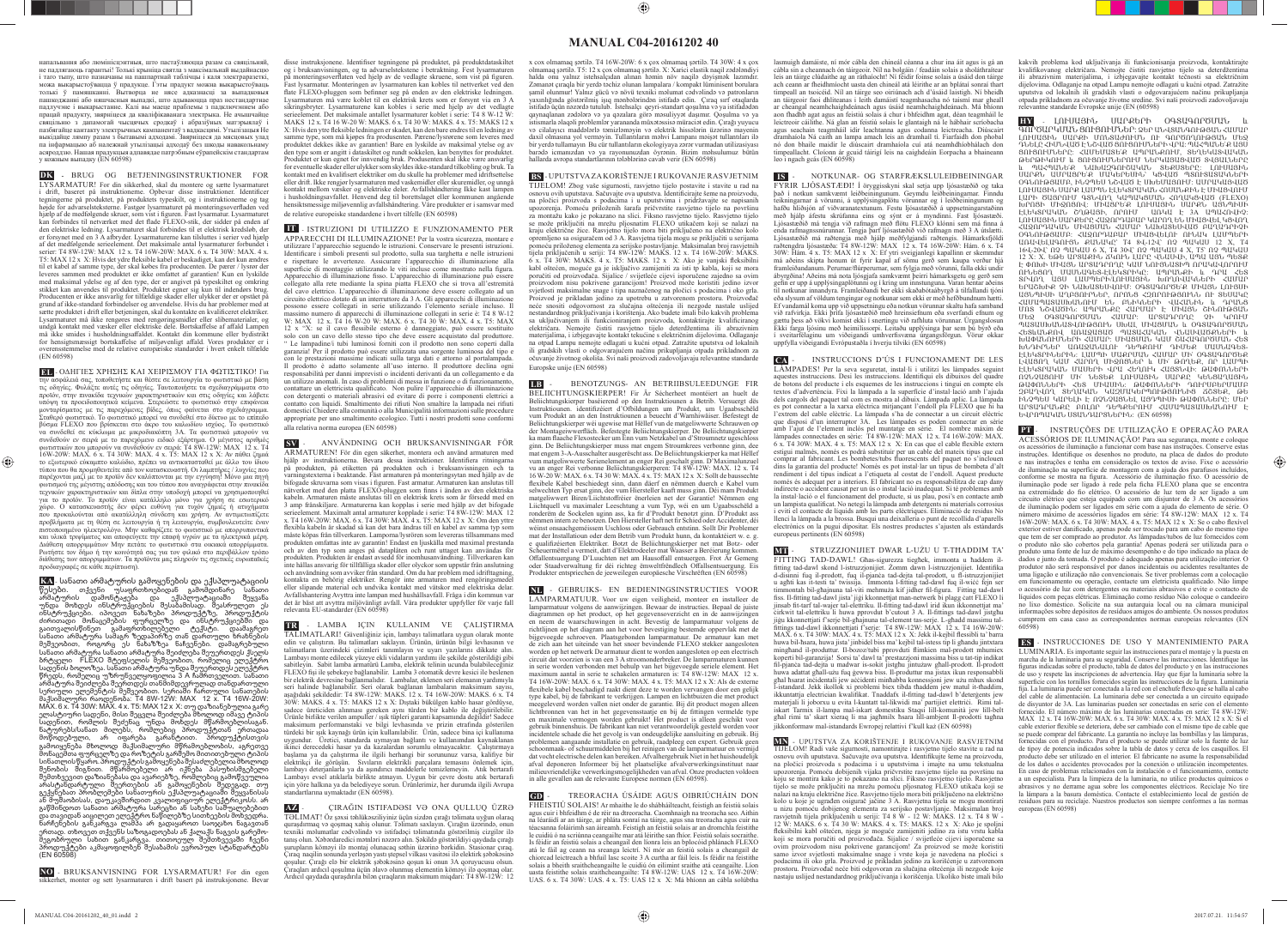напълването или люминисцентни, што гарантира показ на светлинните, не надлежащ отдела гаранти! Само тези продукти, предназначени за максимален капацитет и т.н. на доставчика или продавача на електрически проблемите продукти. Този продукт може да бъде изхвърлен в отделните сметища, на които се събират в съответствие с местните и националните разпоредби. Информацията за местните разпоредби може да се получи от местните или регионалните органи, които отговарят за правилното изхвърляне на отпадъци от електрическо и електронно оборудване в съответствие с европейските стандарти (EN 60598)

**DK** - BRUG OG BETJENINGSINSTRUKTIONER FOR LYSARMATUR! For din sikkerhed, skal du montere og sætte lysarmaturet i drift, baseret på instruktionerne. Opbevar disse instruktioner. Identificer tegningerne på produktet, på produktets typeskilt, og i instruktionerne og tag højde for advarselsteksterne. Fastgør lysarmaturet på monteringsoverfladen ved hjælp af de medfølgende skruer, som vist i figuren. Fast lysarmatur: Lysarmaturet kan forbindes til nettævet med det flade FLEXO-stik, der sidder på enden af den elektriske ledning. Lysarmaturet kan forbindes til et elektrisk kredsløb, der er forsynet med en 3 A afbryder. Lysarmaturerne kan tilsluttes i serier ved hjælp af det medfølgende serieelement. Det maksimale antal lysarmaturer forbundet i serie: T4 8W-12W: MAX. 12 x. T4 16W-20W: MAX. 6 x. T4 30W: MAX. 4 x. T5: MAX 12 x. X: Hvis det ydre fleksible kabel er beskadiget, kan det kun ændres til et kabel af samme type, der skal købes fra producenten. De pærer / lysrør der leveres sammen med produktet er ikke omfattet af garantien! Kun en lyskilde med maksimal ydelse og af den type, der er angivet på typeskiltet og omkring stikket kan anvendes til produktet. Producenten påtager sig intet ansvar for skader, der skyldes forkert brug af produktet. Rengør produktet med en blød klud. Brug ikke opløsningsmidler, slibende midler eller ætsende stoffer. Produktet må ikke smides ud sammen med husholdningsaffald. Henvend dig til de kommunale myndigheder eller til forhandleren for oplysninger om genbrug. Den udtjente pære skal afleveres til affaldsindsamling. Produktet opfylder de relevante europæiske standarder (EN 60598)

**EL** - ΟΔΗΓΙΕΣ ΧΡΗΣΗΣ ΚΑΙ ΧΕΙΡΙΣΜΟΥ ΓΙΑ ΦΩΤΙΣΤΙΚΟ! Για την ασφάλειά σας, τοποθετήστε και θέστε σε λειτουργία το φωτιστικό με βάση τις οδηγίες. Φυλάξτε αυτές τις οδηγίες. (EN 60598)

**KA** - (EN 60598)

**NO** - BRUKSANVISNING FOR LYSARMATUR! For din egen sikkerhet, monter og sett lysarmaturen i drift basert på instruksjonene. Bevar disse instruksjonene. Identifiser tegningene på produktet, på produktdataskiltet og i bruksanvisningen, og ta advarselstekstene i betraktning. Fest lysarmaturen på monteringsoverflaten ved hjelp av de vedlagte skruene, som vist på figuren. Fast lysarmatur: Monteringen av lysarmaturen kan kobles til nettverket ved den flate FLEXO-pluggen som befinner seg på enden av den elektriske ledningen. Lysarmaturen må være koblet til en elektrisk krets som er forsynt via en 3 A sikringsbryter. Lysarmaturene kan kobles i serie med hjelp av det vedlagte serieelement. Det maksimale antallet lysarmaturer koblet i serie: T4 8 W-12 W: MAKS. 12 x. T4 16 W-20 W: MAKS. 6 x. T4 30 W: MAKS. 4 x. T5: MAKS 12 x. X: Hvis den ytre fleksible ledningen er skadet, kan den bare endres til en ledning av samme type, som må kjøpes fra produsenten. Pærene/lysrørene som leveres med produktet dekkes ikke av garantien! Bare en lyskilde av maksimal ytelse og av den type som er angitt i dataskiltet og rundt sokkelen, kan benyttes for produktet. Produktet er kun egnet for innvendig bruk. Produsenten skal ikke være ansvarlig for eventuelle skader eller ulykker som skyldes feil bruk av produktet. Kontakt med en kvalifisert elektriker om du skulle ha problemer med idriftsettelse eller drift. Ikke rengjør lysarmaturen med vaskemidler eller skuremidler, og unngå kontakt mellom væsker og elektriske deler. Avfallshåndtering: Ikke kast lampen i husholdningsavfallet. Hvor henvend deg til bortkastelager eller kommunen angående hensiktsmessige miljøvennlig avfallshåndtering. Være produkter er i samsvar med de relative europeiske standardene i hvert tilfelle (EN 60598)

**IT** - ISTRUZIONI DI UTILIZZO E FUNZIONAMENTO PER APPARECCHI DI ILLUMINAZIONE! Per la vostra sicurezza, montare e utilizzare l'apparecchio seguendo le istruzioni. Conservare le presenti istruzioni. Identificare i simboli presenti sul prodotto, sulla sua targhetta e nelle istruzioni e rispettare le avvertenze. Assicurare l'apparecchio di illuminazione alla superficie di montaggio utilizzando le viti incluse come mostrato nella figura. Apparecchio di illuminazione fisso. L'apparecchio di illuminazione può essere collegato alla rete mediante la spina piatta FLEXO che si trova all'estremità del cavo elettrico. L'apparecchio di illuminazione deve essere collegato ad un circuito elettrico dotato di un interruttore da 3 A. Gli apparecchi di illuminazione possono essere collegati in serie utilizzando l'elemento seriale incluso. Il massimo numero di apparecchi di illuminazione collegati in serie: T4 8 W-12 W: MAX. 12 x. T4 16 W-20 W: MAX. 6 x. T4 30 W: MAX. 4 x. T5: MAX 12 x. "X: se il cavo flessibile esterno è danneggiato, può essere sostituito solo con un cavo dello stesso tipo che deve essere acquistato dal produttore. "- Le lampadine/ i tubi luminosi forniti con il prodotto non sono coperti dalla garanzia! Per il prodotto può essere utilizzata una sorgente luminosa del tipo e con le prestazioni massime indicati sulla targa dati e attorno al portalampada. Il prodotto è adatto soltanto all'uso interno. Il produttore declina ogni responsabilità per danni imprevisti o incidenti derivanti da un collegamento o da un utilizzo anomali. In caso di problemi di messa in funzione o di funzionamento, contattare un elettricista qualificato. Non pulire l'apparecchio di illuminazione con detergenti o materiali abrasivi ed evitare di porre i componenti elettrici a contatto con liquidi. Smaltimento dei rifiuti Non smaltire la lampada nei rifiuti domestici Chiedere alla comunità o alla Municipalità informazioni sulle procedure appropriate per uno smaltimento ecologico. Tutti i nostri prodotti sono conformi alla relativa norma europea (EN 60598)

**SV** - ANVÄNDNING OCH BRUKSANVISNINGAR FÖR ARMATUREN! För din egen säkerhet, montera och använd armaturen med hjälp av instruktionerna. Bevara dessa instruktioner. Identifiera ritningarna på produkten, på etiketten på produkten och i bruksanvisningen och ta varningstexterna i beaktande. Fäst armaturen på monteringsytan med hjälp av de bifogade skruvarna såsom som visas i figuren. Fast armatur: Armaturen kan anslutas till nätverket med den platta FLEXO-pluggen som finns i änden av den elektriska kabeln. Armaturen måste anslutas till en elektrisk krets som är försedd med en 3 amp frånskiljare. Armaturerna kan kopplas i serie med hjälp av det bifogade serieelement. Maximalt antal armaturer kopplade i serie: T4 8 W-12 W: MAX 12 x. T4 16 W-20 W: MAX. 6 x. T4 30 W: MAX. 4 x. T5: MAX 12 x. X: Om den yttre flexibla kabeln är skadad så kan det bara ändras till en kabel av samma typ som måste köpas från tillverkaren. Lamporna/lysrören som levereras tillsammans med produkten omfattas inte av garantin! Endast en ljuskälla med maximal prestanda och av den typ som anges på datapläten och runt uttaget kan användas för produkten. Produkten är endast avsedd för inomhusanvändning. Tillverkaren kan inte hållas ansvarig för tillfälliga skador eller olyckor som uppstår från anslutning och användning som avviker från standard. Om du har problem med idrifttagning, kontakta en behörig elektriker. Rengör inte armaturen med rengöringsmedel eller slipande material och undvika kontakt med vätskor med elektriska delar. Avfallshantering Avyttra inte lampan med hushållsavfall. Fråga i din kommun var det är bäst att avyttra miljövänligt avfall. Våra produkter uppfyller för varje fall relevanta EU-standarder (EN 60598)

**TR** - LAMBA IÇIN KULLANIM VE ÇALIŞTIRMA TALIMATLARI! Güvenliğiniz için, lambayı talimatlara uygun olarak monte edin ve çalıştırın. Bu talimatları saklayın. Ürünün, ürünün bilgi levhasının ve talimatların üzerindeki çizimleri tanımlayın ve uyarı yazılarını dikkate alın. Lambayı monte edilecek yüzeye ekli vidaların yardımı ile şekilde gösterildiği gibi sabitleyin. Sabit lamba armatürü Lamba, elektrik telinin ucunda bulunduluğu FLEXO fişi ile şebekeye bağlanabilir. Lamba 3 otomatik devre kesici ile beslenen bir elektrik devresine bağlanmalıdır. Lambalar, eklenen seri elemanın yardımıyla seri halinde bağlanabilir. Seri olarak bağlanan lambaların maksimum sayısı, aşağıdaki şekildedir: T4 8W-12W: MAKS. 12 x. T4 16W-20W: MAKS. 6 x. T4 30W: MAKS. 4 x. T5: MAKS 12 x X: Dıştaki bükülgen kablo hasar gördüyse, sadece üreticiden alınması gereken aynı türden bir kablo ile değiştirilebilir. Ürünle birlikte verilen ampuller / ışık tüpleri garanti kapsamında değildir! Sadece maksimum performanstaki ve bilgi levhasında ve prizin etrafında gösterilen türdeki bir ışık kaynağı ürün için kullanılabilir. Ürün, sadece bina içi kullanıma uygundur. Üretici, standarda uymayan bağlantı ve kullanımdan kaynaklanan ikinci derecedeki hasar ya da kazalardan sorumlu olmayacaktır. Çalıştırmaya başlama ya da çalıştırma ile ilgili herhangi bir sorununuz varsa, kalifiye bir elektrikçi ile görüşün. Sıvıların elektrikli parçalara temasını önlemek için, lambayı deterjanlarla ya da aşındırıcı maddelerle temizlemeyin. Atık bertarafı Lambayı evsel atıklarla birlikte atmayın. Uygun bir çevre dostu atık bertarafı için yöre halkına ya da belediyeye sorun. Ürünlerimiz, her durumda ilgili Avrupa standartlarına uymaktadır (EN 60598)

**AZ** - ÇIRAĞIN ISTIFADƏSI VƏ ONA QULLUQ ÜZRƏ TƏLIMAT! Öz şəxsi təhlükəsizliyiniz üçün izzdən çırağı təlimata uyğun olaraq quraşdırmaq və qoşmaq xahiş olunur. Təlimatı saxlayın. Çırağın üzərində, onun texniki məlumatlar cədvəlində və istifadəçi təlimatında göstərilmiş çizgiləri ilə tanış olun. Xəbərdarlıq mətnləri nəzərə alın. Şəkildə göstərildiyi qaydada çırağı şuruplar vasitəsi ilə montaj olunacaq səthin üzərinə bərkidin. Stasionar çıraq. Çıraq naqilin sonunda yerləşən yastı ştepsel vilkası vasitəsi ilə elektrik şəbəkəsinə qoşulur. Çırağı elə bir elektrik şəbəkəsinə qoşun ki onun 3A qoruyucusu olsun. Çıraqları ardıcıl qoşulma üçün olan elementin köməyi ilə qoşmaq olar. Ardıcıl qaydada quraşdırıla bilən çıraqların maksimum miqdarı: T4 8W-12W: 12 x cox olmamaq şərtilə. T4 16W-20W: 6 x çox olmamaq şərtilə. T4 30W: 4 x çox olmamaq şərtilə. T5: 12 x çox olmamaq şərtilə. X: Xarici elastik naqil zədələndiyi halda onu yalnız istehsalçıdan alınan həmin növ naqilə dəyişmək lazımdır. Zəmanət çırağla bir yerdə təchiz olunan lampalara / kompakt lüminesent borulara şamil olunmur! Yalnız gücü və növü texniki məlumat cədvəlində və patronların yaxınlığında göstərilmiş işıq mənbələrindən istifadə edin. Çıraq yalnız bina daxilində istifadə üçün nəzərdə tutulub. İstehsalçı qeyri-standart qoşulma və ya istifadə qaynaqlanan zədələrə və ya qəzalara görə məsuliyyət daşımır. Qoşulma və ya istismarla bağlı problemlər yarananda mütəxəssisə müraciət edin. Çırağı yuyucu və cilalayıcı maddələrlə təmizləməyin və elektrik hissələrin üzərinə mayenin daxil olmasına yol verməyin. Tullantıların məhvi Lampanı məişət tullantıları ilə bir yerdə tullamayın. Bu cür tullantıların ekologiyaya zərər vurmadan utilizasiyası barədə icmanızdan və ya yaşayış bələdiyyəsindən. Bizim məhsulumuz bütün ballarda avropa standartlarının tələblərinə cavab verir (EN 60598)

**BS** - UPUTSTVA ZA KORIŠTENJE I RUKOVANJE RASVJETNIM TIJELOM! Zbog vaše sigurnosti, rasvjetno tijelo postavite i stavite u rad na osnovi ovih uputstava. Sačuvajte ova uputstva. Identificirajte šeme na proizvodu, na pločici proizvoda s podacima i u uputstvima i pridržavajte se napomena upozorenja. Pomoću priloženih šarafa pričvrstite rasvjetno tijelo na površinu za montažu kako je pokazano na slici. Fiksno rasvjetno tijelo. Rasvjetno tijelo se može priključiti na mrežu plosnatim FLEXO utikačem koji se nalazi na kraju električne žice. Rasvjetno tijelo mora biti priključeno na električno kolo opremljeno sa osiguračem od 3 A. Rasvjetna tijela mogu se priključiti u serijama pomoću priloženog elementa za serijsko postavljanje. Maksimalan broj rasvjetnih tijela priključenih u seriji: T4 8W-12W: MAKS. 12 x. T4 16W-20W: MAKS. 6 x. T4 30W: MAKS. 4 x. T5: MAKS. 12 x. X: Ako je vanjski fleksibilni kabl oštećen, moguće ga je isključivo zamijeniti za isti tip kabla, koji se mora poručiti od proizvođača. Sijalice / svjetleće cijevi isporučene zajedno sa ovim proizvodom nisu pokrivene garancijom! Proizvod može koristiti jedino izvor svjetlosti maksimalne snage i tipa naznačenog na pločici s podacima i oko grla. Proizvod je prikladan jedino za upotrebu u zatvorenim prostorima. Proizvođač neće snositi odgovornost za slučajna oštećenja ili nezgode nastale usljed nestandardnog priključivanja i korištenja. Ako budete imali bilo kakvih problema sa uključivanjem ili funkcioniranjem proizvoda, kontaktirajte kvalifikovanog električara. Nemojte čistiti rasvjetno tijelo deterdžentima ili abrazivnim materijalima, i izbjegavajte kontakt tekućine s električnim dijelovima. Odlaganje na otpad Lampu nemojte odlagati u kućni otpad. Zatražite uputstva od lokalnih ili gradskih vlasti o odgovarajućem načinu prikupljanja otpada prikladnom za očuvanje životne okoline. Svi naši proizvodi zadovoljavaju relevantne standarde Europske unije (EN 60598)

**LB** - BENOTZUNGS- AN BETRIIBSULEEDUNGE FIR BELIICHTUNGSKIERPER! Fir Är Sécherheet montéiert an huelt de Beliichtungskierper baséierend op den Instruktiounen a Betrib. Versuergt dës Instruktiounen. Identifizéiert d'Ofbildungen um Produkt, um Ugaabeschëld vum Produkt an an den Instruktiounen a beuecht d'Warnhiwäiser. Befestegt de Beliichtungskierper wéi agewise mat Hëllef vun de matgeliwwerte Schrauwen op der Montageuewerfläch. Befestegte Beliichtungskierper: De Beliichtungskierper ka mam flaache Flexostecker um Enn vum Netzkabel un d'Stroumnetz ugeschloss ginn. De Beliichtungskierper muss mat engem Stroumkrees verbonne ginn, dee mat engem 3-A-Ausschalter ausgeréescht ass. De Beliichtungskierper ka mat Hëllef vum matgeliwwerte Serienelement an enger Rei geschalt ginn. D'Maximalunzuel vu an enger Rei verbonne Beliichtungskierper: T4 8 W-12W: MAX. 12 x. T4 16 W-20 W: MAX. 6 x. T4 30 W: MAX. 4 x. T5 MAX 12 x. X: Sollt de baussecht flexibele Kabel beschiedegt sinn, dann däerf en nëmmen duerch e Kabel vun selwechten Typ ersat ginn, deen vum Hiersteller kaaft muss ginn. Déi vum Produkt matgeliwwert Biren/Liichtstoffréier ënnerléien net der Garantie! Nëmmen eng Liichtquell vu maximaler Leeschtung a vum Typ, wéi en um Ugaabeschëld a ronderëm de Sockel ugi ginn, ka fir d'Produkt benotzt ginn. D'Produkt ass nëmmen intern ze benotzen. Den Hiersteller haft net fir Schied oder Accidenter, déi wéinst onsachgeméissen Uschloss oder Gebrauch entstinn. Sollt Dir Problemer mat der Installatioun oder dem Betrib vum Produkt hunn, da kontaktéiert w. e. g. e qualifizéierten Elektriker. Botzt de Beliichtungskierper net mat Botz- oder Scheuermëttel a vermeit, datt d'Elektroteiler mat Waasser a Berüierung kommen. Offallentsuergung D'Luuchten net am Haushoffall entsuergen. Frot Är Gemeng oder Staadverwaltung fir déi richteg ëmweltfrëndlech Offallentsuergung. Eis Produkter entspriechen de jeeweilegen europäesche Virschrëften (EN 60598)

**NL** - GEBRUIKS- EN BEDIENINGSINSTRUCTIES VOOR LAMPARMATUUR. Voor uw eigen veiligheid, monteer en installeer de lamparmatuur volgens de aanwijzingen. Bewaar de instructies. Bepaal de juiste diagrammen op het product, op het gegevensoverzicht en in de aanwijzingen en neem de waarschuwingen in acht. Bevestig de lamparmatuur volgens de richtlijnen op het diagram aan het voor bevestiging bestemde oppervlak met de bijgevoegde schroeven. Plaatsgebonden lamparmatuur. De armatuur kan met de zich aan het uiteinde van het snoer bevindende FLEXO stekker aangesloten worden op het netwerk De armatuur dient te worden aangesloten op een electrisch circuit dat voorzien is van een 3 A stroomonderbreker. De lamparmaturen kunnen in serie worden verbonden met behulp van het bijgevoegde seriele element. Het maximum aantal in serie te schakelen armaturen is: T4 8W-12W: MAX. 12 x. T4 16W-20W: MAX. 6 x. T4 30W: MAX. 4 x. T5: MAX 12 x. X: Als de externe flexibele kabel beschadigd raakt dient deze te worden vervangen door een gelijk type kabel, bij de fabrikant te verkrijgen. Lampen en lichtbuizen die met product meegeleverd worden vallen niet onder de garantie. Voor het product kunnen alleen lichtbronnen van het in het gegevensstaatje en bij de fittingen vermelde type en maximale vermogen worden gebruikt. Het product is alleen geschikt voor gebruik binnenshuis. De fabrikant kan niet verantwoordelijk gesteld worden voor incidentele schade die het gevolg is van ondeugdelijke aansluiting en gebruik. Bij problemen aangaande installatie en gebruik, raadpleeg een expert. Gebruik geen schoonmaak- of schuurmiddelen bij het reinigen van de lamparmatuur en vermijd dat vocht electrische delen kan bereiken. Afvalbeheer Gooi de lampen niet bij het huishoudelijk afval deponeren Informeer bij het plaatselijke afvalverwerkingsinstituut naar milieuvriendelijke verwerkingsmogelijkheden van afval. Onze producten voldoen in alle gevallen aan de relevante Europese normen (EN 60598)

**GD** - TREORACHA ÚSÁIDE AGUS OIBRIÚCHÁIN DON FHEISTIÚ SOLAIS! Ar mhaithe le do shábháilteacht, feistigh an feistiú solais agus cuir i bhfeidhm é de réir na dtreoracha. Coinnigh na treoracha seo. Aithin na léaráidí ar an táirge, ar phláta sonraí na táirge, agus sna treoracha agus cuir na téacsanna rabhaidh san áireamh. Feistigh an feistiú solais ar an dromchla feistithe le cuidiú ó na scriúnna ceangailte mar atá léirithe san fhíor. Feistiú solais socraithe. Is féidir an feistiú solais a cheangal den líonra leis an bpfeiceál phlánach FLEXO atá le fáil ag ceann na sreange leictrí. Ní mór an feistiú solais a cheangal le ciorcad leictreach a bhfuil lasc scoite 3 A curtha ar fáil leis. Is féidir na feistithe solais a bheith snaithcheangailte le cuidiú ón eilimint snaithe atá ceangailte. Líon uasta feistithe solais snaithcheangailte: T4 8W-12W: UAS. 12 x. T4 16W-20W: UAS. 6 x. T4 30W: UAS. 4 x. T5: UAS 12 x X: Má bhíonn an cábla solúbtha lasmuigh damáiste, ní mór cábla den chineál céanna a chur ina áit agus is gá an cábla sin a cheannach ón táirgeoir. Níl na bolgáin / feadáin solais a sholáthraítear leis an táirge clúdaithe ag an ráthaíocht! Ní féidir foinse solais a úsáid don táirge ach ceann ar fheidhmíocht uasta den chineál atá léirithe ar an bpláta sonraí thart timpeall an tsoicéid. Níl an táirge seo oiriúnach ach d'úsáid laistigh. Ní bheidh an táirgeoir faoi dhliteanas i leith damáistí teagmhasacha nó taismí mar gheall ar cheangal neamhchaighdeánach agus úsáid neamhchaighdeánach. Má bhíonn aon fhadhb agat agus an feistiú solais á chur i bhfeidhm agat, déan teagmháil le leictreoir cáilithe. Ná glan an feistiú solais le glantach ná le hábhair scríobacha agus seachain teagmháil idir leachtanna agus codanna leictreacha. Diúscairt dramhaíola Ná caith an lampa amach leis an dramhaíl tí. Fiafraidh don phobal nó don bhaile maidir le diúscairt dramhaíola cuí atá neamhdhíobhálach don timpeallacht. Cloíonn ár gcuid táirgí leis na caighdeáin Eorpacha a bhaineann leo i ngach cás (EN 60598)

**IS** - NOTKUNAR- OG STARFRÆKSLULEIÐBEININGAR FYRIR LJÓSASTÆÐI! Í öryggisskyni skal setja upp ljósastæðið og taka það í notkun samkvæmt leiðbeiningunum. Geymdu leiðbeiningarnar. Finndu teikningarnar á vörunni, á upplýsingaplötu vörunnar og í leiðbeiningunum og hafðu hliðsjón af viðvörunartextunum. Festu ljósastæðið á uppsetningarsæðinn með hjálp skrúfanna sem fylgja, eins og sýnt er á myndinni. Fast ljósastæði. Ljósastæðið má tengja við rafmagn með flötu FLEXO klónni sem má finna á enda rafmagnssnúrunnar. Tengja þarf ljósastæðið við rafmagn með 3 A útsletti. Ljósastæðin má raftengja með hjálp meðfylgjandi raðtengis. Hámarksfjöldi raðtengdra ljósastæða: T4 8W-12W: MAX 12 x. T4 16W-20W: Hám. 6 x. T4 30W: Hám. 4 x. T5: MAX 12 x X: Ef ytri sveigjanlegi kapallinn er skemmdur má aðeins skipta honum út fyrir kapal af sömu gerð sem kaupa verður hjá framleiðandanum. Perurnar/flúrperurnar, sem fylgja með vörunni, falla ekki undir ábyrgðina! Aðeins má nota ljósgjafa samkvæmt þeirri hámarksgetu og gerð sem gefin er upp á upplýsingaplötunni og í kring um innstunguna. Varan hentar aðeins til notkunar innandyra. Framleiðandi ber ekki skaðabótaábyrgð á tilfallandi tjóni eða slysum af völdum tengingar og notkunar sem ekki er með hefðbundnum hætti. Ef vandamál koma upp við uppsetningu eða notkun vörunnar skaltu hafa samband við rafvirkja. Ekki þrífa ljósastæðið með hreinsiefnum eða sverfandi efnum og gæta þess að vökvi komist ekki í snertingu við rafhluta vörunnar. Úrgangslosun Ekki farga ljósinu með heimilissorpi. Leitið upplýsinga hjá þínu sveitarfélagi um viðeigandi umhverfisvæna úrgangslosun. Vörur okkar uppfylla viðeigandi Evrópustaðla í hverju tilviki (EN 60598)

**CA** - INSTRUCCIONS D'ÚS I FUNCIONAMENT DE LES LÀMPADES! Per la seva seguretat, instal·li i utilitzi les làmpades seguint aquestes instruccions. Desi les instruccions. Identifiqui els dibuixos del quadre de botons del producte i els esquemes de les instruccions i tingui en compte els textos d'advertència. Fixi la làmpada a la superfície d'instal·lació amb l'ajuda dels cargols del paquet tal com es mostra al dibuix. Làmpada aplic. La làmpada es pot connectar a la xarxa elèctrica mitjançant l'endoll pla FLEXO que hi ha a l'extrem del cable elèctric. La làmpada s'ha de connectar a un circuit elèctric que disposi d'un interruptor 3A. Les làmpades es poden connectar en sèrie amb l'ajut de l'element inclès pel muntatge en sèrie. El nombre màxim de làmpades connectades en sèrie: T4 8W-12W: MAX. 12 x. T4 16W-20W: MAX. 6 x. T4 30W: MAX. 4 x. T5: MAX 12 x. X: En cas que el cable flexible extern estigui malmès, només es podrà substituir per un cable del mateix tipus que cal comprar al fabricant. Les bombetes/tubs fluorescents del paquet no s'inclouen dins la garantia del producte! Només es pot instal·lar un tipus de bombeta d'un rendiment i del tipus indicat a l'etiqueta al costat de l'endoll. Aquest producte només és adequat per a interiors. El fabricant no es responsabilitza de cap dany indirecte o accident causat per un ús o instal·lació inadequat. Si té problemes amb la instal·lació o el funcionament del producte, si us plau, posi's en contacte amb un lampista qualificat. No netegi la làmpada amb detergents ni materials corrosius i eviti el contacte de líquids amb les parts elèctriques. Eliminació de residus No llenci la làmpada a la brossa. Busqui una deixalleria o punt de recollida d'aparells elèctrics en la pugui dipositar. Els nostres productes s'ajusten als estàndards europeus pertinents (EN 60598)

**MT** - STRUZZJONIJIET DWAR L-UŻU U T-THADDIM TA' FITTING TAD-DAWL! Għas-sigurezza tiegħek, immonta u ħaddem il-fitting tad-dawl skond l-istruzzjonijiet. Żomm dawn l-istruzzjonijiet. Identifika d-disinji fuq il-prodott, fuq il-pjanċa tad-dejta tal-prodott, u fl-istruzzjonijiet u agħti kas it-testi ta' twissija. Immonta l-fitting tad-dawl fuq il-wiċċ fejn ser tintmonta bil-għajnuna tal-viti mehmuża kif jidher fil-figura. Fitting tad-dawl fiss. Il-fitting tad-dawl jista' jiġi kkonnettjat man-netwerk bl-plagg ċatt FLEXO li jinsab fit-tarf tal-wajer tal-elettriku. Il-fitting tad-dawl irid ikun ikkonnettjat ma' ċirkwit tal-elettriku li huwa pprovdut b'cutout 3 A. Il-fittings tad-dawl jistgħu jiġu kkonnettjati f'serje bl-għajnuna tal-element tas-serje. L-għadd massimu tal-fittings tad-dawl ikkonnettjati f'serje: T4 8W-12W: MAX. 12 x. T4 16W-20W: MAX. 6 x. T4 30W: MAX. 4 x. T5: MAX 12 x. X: Jekk il-kejbil flessibbli li hawa huwa bil-ħsara, huwa jista' jinbidel biss ma' kejbil tal-istess tip li għandu jinxtara mingħand il-produttur. Il-bozoz/tubi pprovduti flimkien mal-prodott mhumiex koperti bil-garanzija! Sorsi ta' dawl tal-prestazzjoni massima biss u tat-tip indikat fil-pjanċa tad-dejta u madwar is-sokit jistgħu jintużaw għall-prodott. Il-prodott huwa adattat għall-użu fuq ġewwa biss. Il-produttur ma jistax ikun responsabbli għal ħsarat inċidentali jew aċċidenti minħabba konnessjoni jew użu mhux skond l-istandard. Jekk ikollok xi problemi biex tibda tħaddem jew manut il-ħaddim, ikkuntattja elettriċist kwalifikat. Tnaddafx il-fitting tad-dawl b'deterġenti jew materjali li jobrxu u evita l-kuntatt tal-likwidi ma' partijiet elettriċi. Rimi tal-iskart Tarmix il-lampa mal-iskart domestiku Staqsi lill-komunità jew lill-belt għal rimi ta' skart xieraq li ma jagħmilx ħsara lill-ambjent Il-prodotti tagħna jikkonformaw mal-istandards Ewropej relattivi f'kull każ (EN 60598)

**MN** - UPUTSTVA ZA KORIŠTENJE I RUKOVANJE RASVJETNIM TIJELOM! Radi vaše sigurnosti, namontirajte i rasvjetno tijelo stavite u rad na osnovu ovih uputstava. Sačuvajte ova uputstva. Identifikujte šeme na proizvodu, na pločici proizvoda s podacima i u uputstvima i imajte na umu tekstualna upozorenja. Pomoću dobijenih vijaka pričvrstite rasvjetno tijelo na površinu na koju se montira kako je to pokazano na slici. Fiksno rasvjetno tijelo. Rasvjetno tijelo se može priključiti na mrežu pomoću pljosnatog FLEXO utikača koji se nalazi na kraju električne žice. Rasvjetno tijelo mora biti priključeno na električno kolo koje je zaštićeno osiguračem od 3 A. Rasvjetna tijela mogu se montirati u nizu pomoću dobijenog elementa za serijsko postavljanje. Maksimalan broj rasvjetnih tijela priključenih u seriju: T4 8 W - 12 W: MAKS. 12 x. T4 16 W - 20 W: MAKS. 6 x. T4 30 W: MAKS. 4 x. T5: MAKS. 12 x. X: Ako je spoljni fleksibilni kabl oštećen, njega je moguće zamijeniti jedino za istu vrstu kabla koja se mora poručiti od proizvođača. Sijalice / svjetleće cijevi isporučene sa ovim proizvodom nisu pokrivene garancijom! Za proizvod se može koristiti jedino izvor svjetlosti maksimalne snage i vrste koja je navedena na pločici s podacima i oko grla. Proizvod je prikladan jedino za korištenje u zatvorenom prostoru. Proizvođač neće biti odgovoran za slučajna oštećenja ili nezgode koje nastaju usljed nestandardnog priključivanja i korištenja. Ukoliko biste imali bilo kakvih problema kod uključivanja ili funkcionisanja proizvoda, kontaktirajte kvalifikovanog električara. Nemojte čistiti rasvjetno tijelo sa deterdžentima ili abrazivnim materijalima, i izbjegavajte kontakt tečnosti sa električnim dijelovima. Odlaganje na otpad Lampu nemojte odlagati u kućni otpad. Zatražite uputstva od lokalnih ili gradskih vlasti o odgovarajućem načinu prikupljanja otpada prikladnom za očuvanje životne sredine. Svi naši proizvodi zadovoljavaju relevantne standarde Evropske unije (EN 60598)

**HY** - (EN 60598)

**PT** - INSTRUÇÕES DE UTILIZAÇÃO E OPERAÇÃO PARA ACESSÓRIOS DE ILUMINAÇÃO! Para sua segurança, monte e coloque os acessórios de iluminação a funcionar com base nas instruções. Conserve estas instruções. Identifique os desenhos no produto, na placa de dados do produto e nas instruções e tenha em consideração os textos de aviso. Fixe o acessório de iluminação na superfície de montagem com a ajuda dos parafusos incluídos, conforme se mostra na figura. Acessório de iluminação fixo. O acessório de iluminação pode ser ligado à rede pela ficha FLEXO plana que se encontra na extremidade do fio elétrico. O acessório de luz tem de ser ligado a um circuito elétrico que esteja equipado com um disjuntor de 3 A. Os acessórios de iluminação podem ser ligados em série com a ajuda do elemento de série. O número máximo de acessórios ligados em série: T4 8W-12W: MAX. 12 x. T4 16W-20W: MAX. 6 x. T4 30W: MAX. 4 x. T5: MAX 12 x. X: Se o cabo flexível exterior estiver danificado, apenas pode ser trocado para um cabo do mesmo tipo que tem de ser comprado ao produtor. As lâmpadas/tubos de luz fornecidos com o produto não são cobertos pela garantia! Apenas poderá ser utilizada para o produto uma fonte de luz de máximo desempenho e do tipo indicado na placa de dados e junto da tomada. O produto é adequado apenas para utilização interior. O produtor não será responsável por danos incidentais ou acidentes resultantes de uma ligação e utilização não convencionais. Se tiver problemas com a colocação em funcionamento ou operação, contacte um eletricista qualificado. Não limpe o acessório de luz com detergentes ou materiais abrasivos e evite o contacto de líquidos com peças elétricas. Eliminação como resíduo Não coloque a candeeiro no lixo doméstico. Solicite na sua autarquia local ou na câmara municipal informações sobre depósitos de resíduos amigos do ambiente. Os nossos produtos cumprem em cada caso as correspondentes normas europeias relevantes (EN 60598)

**ES** - INSTRUCCIONES DE USO Y MANTENIMIENTO PARA LUMINARIA. Es importante seguir las instrucciones para el montaje y la puesta en marcha de la luminaria para su seguridad. Conserve las instrucciones. Identifique las figuras indicadas sobre el producto, tabla de datos del producto y en las instrucciones de uso y respete las inscripciones de advertencia. Hay que fijar la luminaria sobre la superficie con los tornillos fornecidos según las instrucciones de la figura. Luminaria fija. La luminaria puede ser conectada a la red con el enchufe flexo que se halla al cabo del cable de alimentación. La luminaria debe ser conectada a un circuito equipado de disyuntor de 3A. Las luminarias pueden ser conectadas en serie con el elemento fornecido. El número máximo de las luminarias conectadas en serie: T4 8W-12W: MAX. 12 x. T4 16W-20W: MAX. 6 x. T4 30W: MAX. 4 x. T5: MAX 12 x. X: Si el cable exterior flexible se deteriora, debe ser cambiado con el mismo tipo de cable que se puede comprar del fabricante. La garantía no incluye las bombillas y las lámparas, fornecidas con el producto. Para el producto se puede utilizar sólo la fuente de luz de tipo de potencia indicados sobre la tabla de datos y cerca de los casquillos. El producto debe ser utilizado en el interior. El fabricante no asume la responsabilidad de los daños o accidentes provocados por la conexión o utilización incompetentes. En caso de problemas relacionados con la instalación o el funcionamiento, consulte a un especialista. Para la limpieza de la luminaria, no utilice productos químicos o abrasivos y no derrame agua sobre los componentes eléctricos. Reciclaje No tire la lámpara a la basura doméstica. Contacte el establecimiento local de gestión de residuos para su reciclaje. Nuestros productos son siempre conformes a las normas europeas (EN 60598)